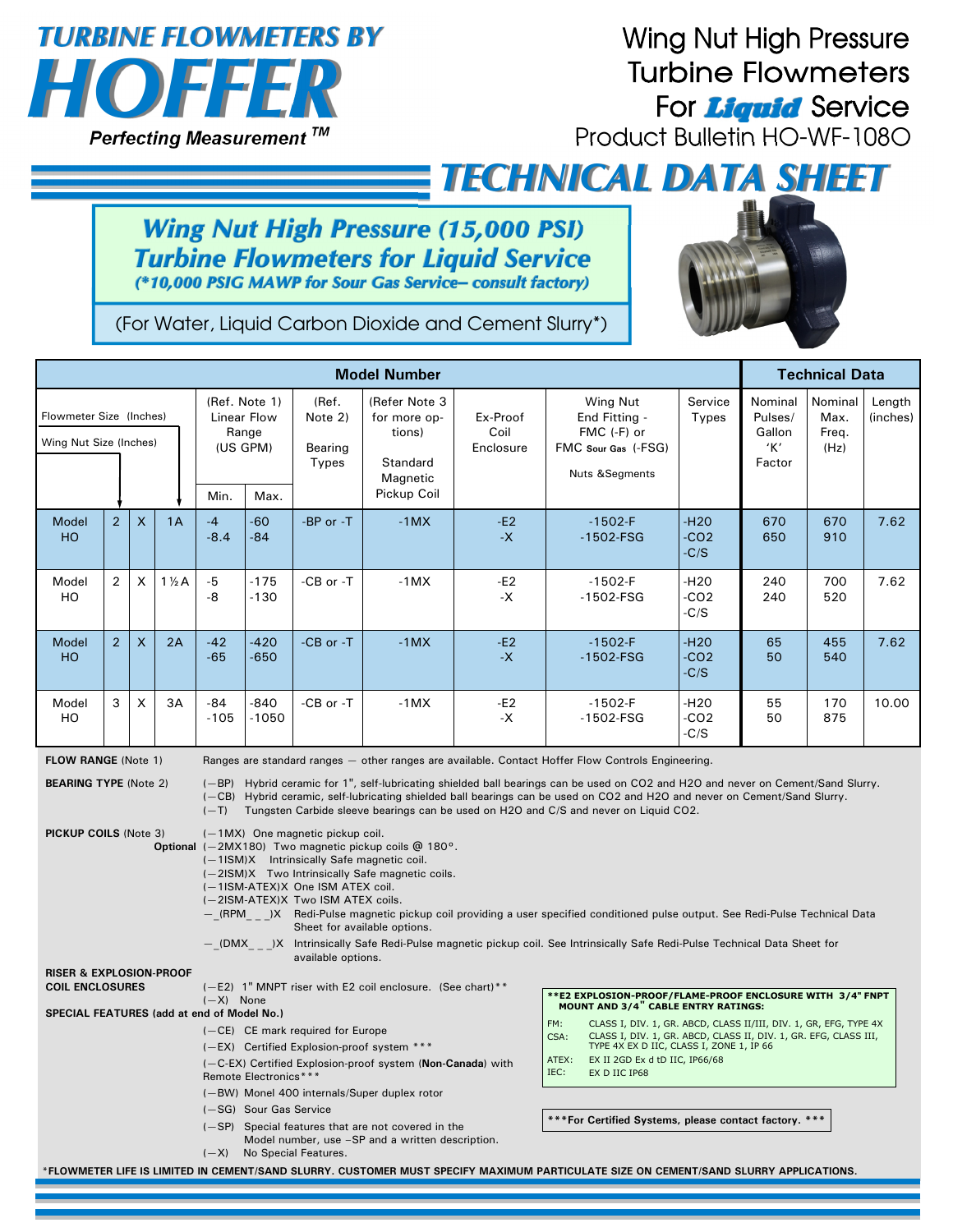# TURBINE FLOWMETERS BY HOFFER

*Perfecting Measurement ™*

## Wing Nut High Pressure Turbine Flowmeters For *Liquid* Service

Product Bulletin HO-WF-1080

# TECHNICAL DATA SHEET

## *Wing Nut High Pressure (15,000 PSI) Turbine Flowmeters for Liquid Service*

*(*10,000 PSIG MAWP for Sour Gas Service– consult factory)*

(For Water, Liquid Carbon Dioxide and Cement Slurry*)

| Model Number | | | | | | | | | | | Technical Data | | |
|---|---|---|---|---|---|---|---|---|---|---|---|---|---|
| Flowmeter Size (Inches) / Wing Nut Size (Inches) | | | | (Ref. Note 1) Linear Flow Range (US GPM) | | (Ref. Note 2) Bearing Types | (Refer Note 3 for more options) Standard Magnetic Pickup Coil | Ex-Proof Coil Enclosure | Wing Nut End Fitting - FMC (-F) or FMC Sour Gas (-FSG) Nuts &Segments | Service Types | Nominal Pulses/ Gallon 'K' Factor | Nominal Max. Freq. (Hz) | Length (inches) |
| | | | | Min. | Max. | | | | | | | | |
| Model HO | 2 | X | 1A | -4<br>-8.4 | -60<br>-84 | -BP or -T | -1MX | -E2<br>-X | -1502-F<br>-1502-FSG | -H20<br>-CO2<br>-C/S | 670<br>650 | 670<br>910 | 7.62 |
| Model HO | 2 | X | 1½A | -5<br>-8 | -175<br>-130 | -CB or -T | -1MX | -E2<br>-X | -1502-F<br>-1502-FSG | -H20<br>-CO2<br>-C/S | 240<br>240 | 700<br>520 | 7.62 |
| Model HO | 2 | X | 2A | -42<br>-65 | -420<br>-650 | -CB or -T | -1MX | -E2<br>-X | -1502-F<br>-1502-FSG | -H20<br>-CO2<br>-C/S | 65<br>50 | 455<br>540 | 7.62 |
| Model HO | 3 | X | 3A | -84<br>-105 | -840<br>-1050 | -CB or -T | -1MX | -E2<br>-X | -1502-F<br>-1502-FSG | -H20<br>-CO2<br>-C/S | 55<br>50 | 170<br>875 | 10.00 |

**FLOW RANGE** (Note 1) Ranges are standard ranges — other ranges are available. Contact Hoffer Flow Controls Engineering.

**BEARING TYPE** (Note 2)
- (—BP) Hybrid ceramic for 1", self-lubricating shielded ball bearings can be used on CO2 and H2O and never on Cement/Sand Slurry.
- (—CB) Hybrid ceramic, self-lubricating shielded ball bearings can be used on CO2 and H2O and never on Cement/Sand Slurry.
- (—T) Tungsten Carbide sleeve bearings can be used on H2O and C/S and never on Liquid CO2.

**PICKUP COILS** (Note 3)
- (—1MX) One magnetic pickup coil.

**Optional**
- (—2MX180) Two magnetic pickup coils @ 180°.
- (—1ISM)X Intrinsically Safe magnetic coil.
- (—2ISM)X Two Intrinsically Safe magnetic coils.
- (—1ISM-ATEX)X One ISM ATEX coil.
- (—2ISM-ATEX)X Two ISM ATEX coils.
- —_(RPM_ _ _)X Redi-Pulse magnetic pickup coil providing a user specified conditioned pulse output. See Redi-Pulse Technical Data Sheet for available options.
- —_(DMX_ _ _)X Intrinsically Safe Redi-Pulse magnetic pickup coil. See Intrinsically Safe Redi-Pulse Technical Data Sheet for available options.

**RISER & EXPLOSION-PROOF COIL ENCLOSURES**
- (—E2) 1" MNPT riser with E2 coil enclosure. (See chart)**
- (—X) None

**SPECIAL FEATURES (add at end of Model No.)**
- (—CE) CE mark required for Europe
- (—EX) Certified Explosion-proof system ***
- (—C-EX) Certified Explosion-proof system (**Non-Canada**) with Remote Electronics***
- (—BW) Monel 400 internals/Super duplex rotor
- (—SG) Sour Gas Service
- (—SP) Special features that are not covered in the Model number, use –SP and a written description.
- (—X) No Special Features.

**\*\*E2 EXPLOSION-PROOF/FLAME-PROOF ENCLOSURE WITH 3/4" FNPT MOUNT AND 3/4" CABLE ENTRY RATINGS:**

| | |
|---|---|
| FM: | CLASS I, DIV. 1, GR. ABCD, CLASS II/III, DIV. 1, GR, EFG, TYPE 4X |
| CSA: | CLASS I, DIV. 1, GR. ABCD, CLASS II, DIV. 1, GR. EFG, CLASS III, TYPE 4X EX D IIC, CLASS I, ZONE 1, IP 66 |
| ATEX: | EX II 2GD Ex d tD IIC, IP66/68 |
| IEC: | EX D IIC IP68 |

**\*\*\*For Certified Systems, please contact factory. \*\*\***

*FLOWMETER LIFE IS LIMITED IN CEMENT/SAND SLURRY. CUSTOMER MUST SPECIFY MAXIMUM PARTICULATE SIZE ON CEMENT/SAND SLURRY APPLICATIONS.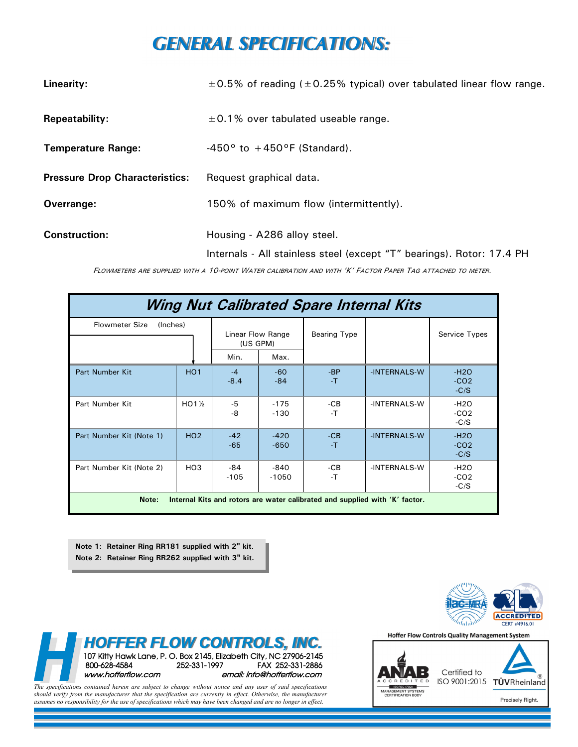# GENERAL SPECIFICATIONS:

**Linearity:** ±0.5% of reading (±0.25% typical) over tabulated linear flow range.

**Repeatability:** ±0.1% over tabulated useable range.

**Temperature Range:** -450° to +450°F (Standard).

**Pressure Drop Characteristics:** Request graphical data.

**Overrange:** 150% of maximum flow (intermittently).

**Construction:** Housing - A286 alloy steel.

Internals - All stainless steel (except "T" bearings). Rotor: 17.4 PH

*FLOWMETERS ARE SUPPLIED WITH A 10-POINT WATER CALIBRATION AND WITH 'K' FACTOR PAPER TAG ATTACHED TO METER.*

## Wing Nut Calibrated Spare Internal Kits

| Flowmeter Size (Inches) | | Linear Flow Range (US GPM) | | Bearing Type | | Service Types |
|---|---|---|---|---|---|---|
| | | Min. | Max. | | | |
| Part Number Kit | HO1 | -4<br>-8.4 | -60<br>-84 | -BP<br>-T | -INTERNALS-W | -H2O<br>-CO2<br>-C/S |
| Part Number Kit | HO1½ | -5<br>-8 | -175<br>-130 | -CB<br>-T | -INTERNALS-W | -H2O<br>-CO2<br>-C/S |
| Part Number Kit (Note 1) | HO2 | -42<br>-65 | -420<br>-650 | -CB<br>-T | -INTERNALS-W | -H2O<br>-CO2<br>-C/S |
| Part Number Kit (Note 2) | HO3 | -84<br>-105 | -840<br>-1050 | -CB<br>-T | -INTERNALS-W | -H2O<br>-CO2<br>-C/S |

**Note: Internal Kits and rotors are water calibrated and supplied with 'K' factor.**

**Note 1: Retainer Ring RR181 supplied with 2" kit.**
**Note 2: Retainer Ring RR262 supplied with 3" kit.**

**HOFFER FLOW CONTROLS, INC.**
107 Kitty Hawk Lane, P. O. Box 2145, Elizabeth City, NC 27906-2145
800-628-4584 252-331-1997 FAX 252-331-2886
www.hofferflow.com email: info@hofferflow.com

*The specifications contained herein are subject to change without notice and any user of said specifications should verify from the manufacturer that the specification are currently in effect. Otherwise, the manufacturer assumes no responsibility for the use of specifications which may have been changed and are no longer in effect.*

ilac-MRA

ACCREDITED CERT #4916.01

Hoffer Flow Controls Quality Management System

ANAB ACCREDITED ISO/IEC 17021 MANAGEMENT SYSTEMS CERTIFICATION BODY

Certified to ISO 9001:2015

TÜVRheinland® Precisely Right.